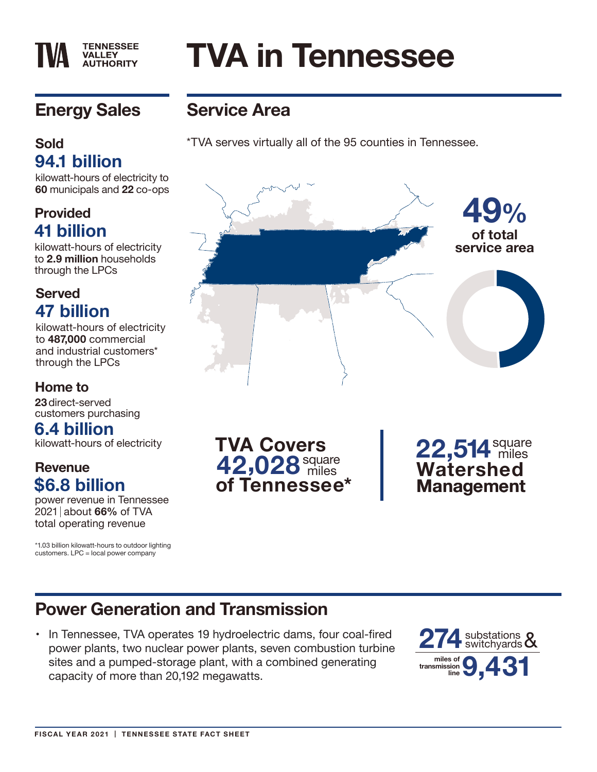# TVA in Tennessee

TENNESSEE VALLEY AUTHORITY

## Energy Sales

**Sold**
**94.1 billion**
kilowatt-hours of electricity to **60** municipals and **22** co-ops

**Provided**
**41 billion**
kilowatt-hours of electricity to **2.9 million** households through the LPCs

**Served**
**47 billion**
kilowatt-hours of electricity to **487,000** commercial and industrial customers* through the LPCs

**Home to**
**23** direct-served customers purchasing
**6.4 billion**
kilowatt-hours of electricity

**Revenue**
**$6.8 billion**
power revenue in Tennessee 2021 | about **66%** of TVA total operating revenue

*1.03 billion kilowatt-hours to outdoor lighting customers. LPC = local power company

## Service Area

*TVA serves virtually all of the 95 counties in Tennessee.

**49%** of total service area

**TVA Covers 42,028** square miles **of Tennessee***

**22,514** square miles **Watershed Management**

## Power Generation and Transmission

- In Tennessee, TVA operates 19 hydroelectric dams, four coal-fired power plants, two nuclear power plants, seven combustion turbine sites and a pumped-storage plant, with a combined generating capacity of more than 20,192 megawatts.

**274** substations & switchyards

**9,431** miles of transmission line

FISCAL YEAR 2021 | TENNESSEE STATE FACT SHEET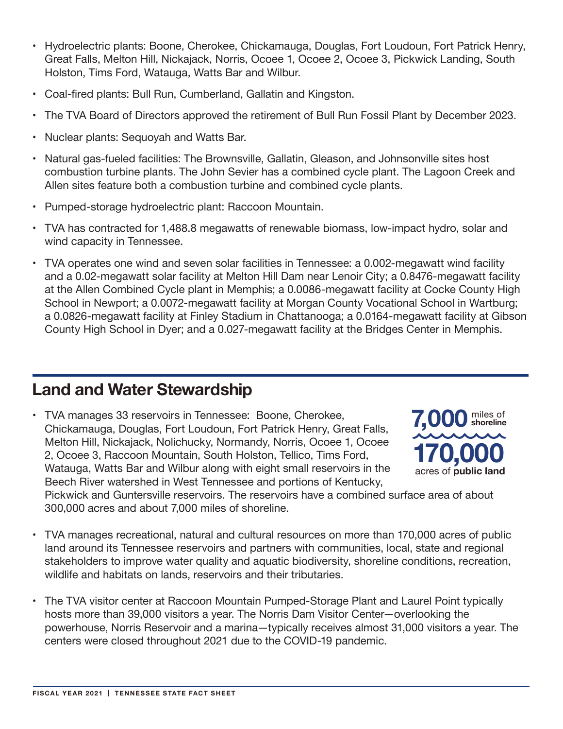- Hydroelectric plants: Boone, Cherokee, Chickamauga, Douglas, Fort Loudoun, Fort Patrick Henry, Great Falls, Melton Hill, Nickajack, Norris, Ocoee 1, Ocoee 2, Ocoee 3, Pickwick Landing, South Holston, Tims Ford, Watauga, Watts Bar and Wilbur.
- Coal-fired plants: Bull Run, Cumberland, Gallatin and Kingston.
- The TVA Board of Directors approved the retirement of Bull Run Fossil Plant by December 2023.
- Nuclear plants: Sequoyah and Watts Bar.
- Natural gas-fueled facilities: The Brownsville, Gallatin, Gleason, and Johnsonville sites host combustion turbine plants. The John Sevier has a combined cycle plant. The Lagoon Creek and Allen sites feature both a combustion turbine and combined cycle plants.
- Pumped-storage hydroelectric plant: Raccoon Mountain.
- TVA has contracted for 1,488.8 megawatts of renewable biomass, low-impact hydro, solar and wind capacity in Tennessee.
- TVA operates one wind and seven solar facilities in Tennessee: a 0.002-megawatt wind facility and a 0.02-megawatt solar facility at Melton Hill Dam near Lenoir City; a 0.8476-megawatt facility at the Allen Combined Cycle plant in Memphis; a 0.0086-megawatt facility at Cocke County High School in Newport; a 0.0072-megawatt facility at Morgan County Vocational School in Wartburg; a 0.0826-megawatt facility at Finley Stadium in Chattanooga; a 0.0164-megawatt facility at Gibson County High School in Dyer; and a 0.027-megawatt facility at the Bridges Center in Memphis.

## Land and Water Stewardship

**7,000** miles of **shoreline**

**170,000** acres of **public land**

- TVA manages 33 reservoirs in Tennessee: Boone, Cherokee, Chickamauga, Douglas, Fort Loudoun, Fort Patrick Henry, Great Falls, Melton Hill, Nickajack, Nolichucky, Normandy, Norris, Ocoee 1, Ocoee 2, Ocoee 3, Raccoon Mountain, South Holston, Tellico, Tims Ford, Watauga, Watts Bar and Wilbur along with eight small reservoirs in the Beech River watershed in West Tennessee and portions of Kentucky, Pickwick and Guntersville reservoirs. The reservoirs have a combined surface area of about 300,000 acres and about 7,000 miles of shoreline.
- TVA manages recreational, natural and cultural resources on more than 170,000 acres of public land around its Tennessee reservoirs and partners with communities, local, state and regional stakeholders to improve water quality and aquatic biodiversity, shoreline conditions, recreation, wildlife and habitats on lands, reservoirs and their tributaries.
- The TVA visitor center at Raccoon Mountain Pumped-Storage Plant and Laurel Point typically hosts more than 39,000 visitors a year. The Norris Dam Visitor Center—overlooking the powerhouse, Norris Reservoir and a marina—typically receives almost 31,000 visitors a year. The centers were closed throughout 2021 due to the COVID-19 pandemic.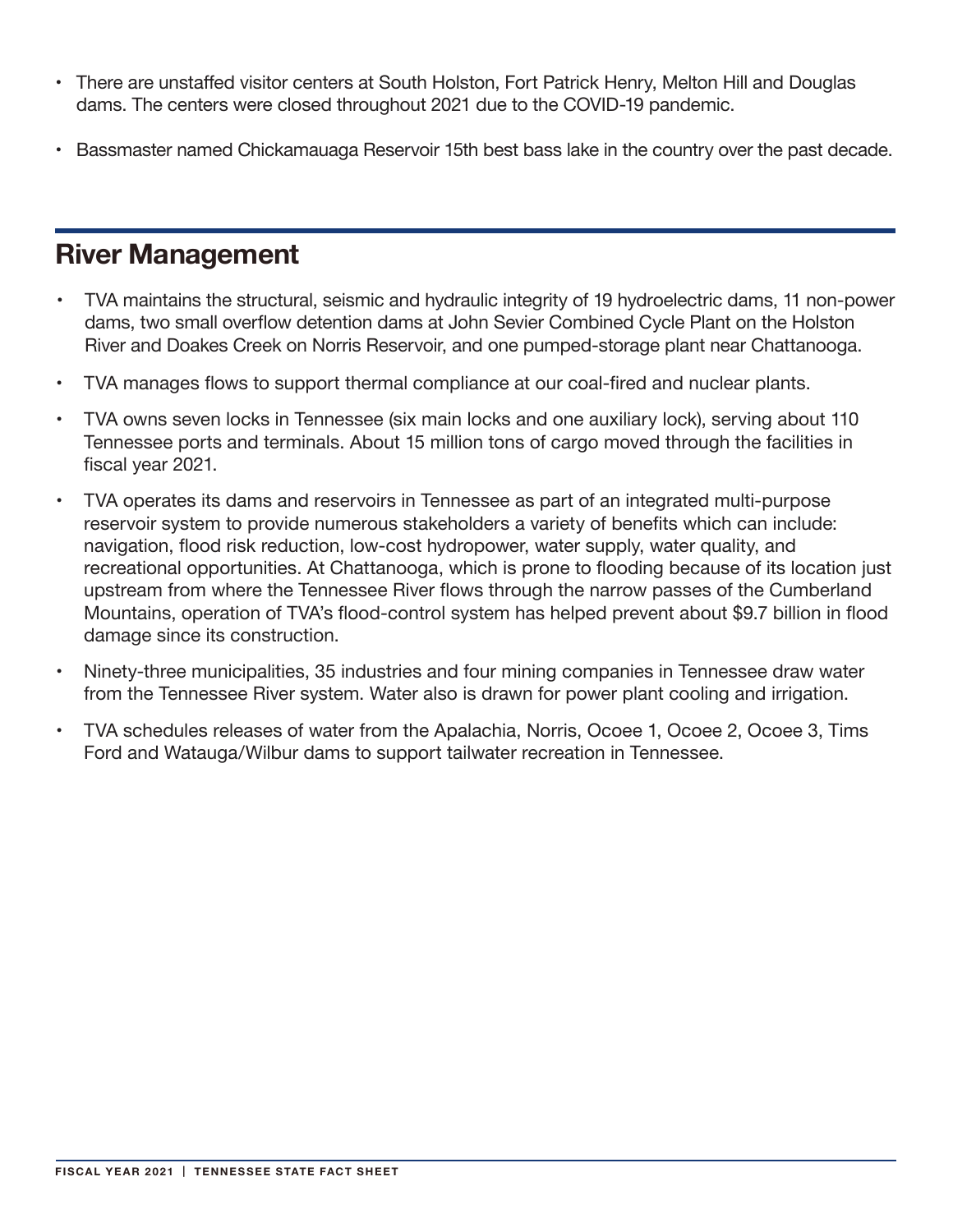- There are unstaffed visitor centers at South Holston, Fort Patrick Henry, Melton Hill and Douglas dams. The centers were closed throughout 2021 due to the COVID-19 pandemic.
- Bassmaster named Chickamauaga Reservoir 15th best bass lake in the country over the past decade.

## River Management

- TVA maintains the structural, seismic and hydraulic integrity of 19 hydroelectric dams, 11 non-power dams, two small overflow detention dams at John Sevier Combined Cycle Plant on the Holston River and Doakes Creek on Norris Reservoir, and one pumped-storage plant near Chattanooga.
- TVA manages flows to support thermal compliance at our coal-fired and nuclear plants.
- TVA owns seven locks in Tennessee (six main locks and one auxiliary lock), serving about 110 Tennessee ports and terminals. About 15 million tons of cargo moved through the facilities in fiscal year 2021.
- TVA operates its dams and reservoirs in Tennessee as part of an integrated multi-purpose reservoir system to provide numerous stakeholders a variety of benefits which can include: navigation, flood risk reduction, low-cost hydropower, water supply, water quality, and recreational opportunities. At Chattanooga, which is prone to flooding because of its location just upstream from where the Tennessee River flows through the narrow passes of the Cumberland Mountains, operation of TVA's flood-control system has helped prevent about $9.7 billion in flood damage since its construction.
- Ninety-three municipalities, 35 industries and four mining companies in Tennessee draw water from the Tennessee River system. Water also is drawn for power plant cooling and irrigation.
- TVA schedules releases of water from the Apalachia, Norris, Ocoee 1, Ocoee 2, Ocoee 3, Tims Ford and Watauga/Wilbur dams to support tailwater recreation in Tennessee.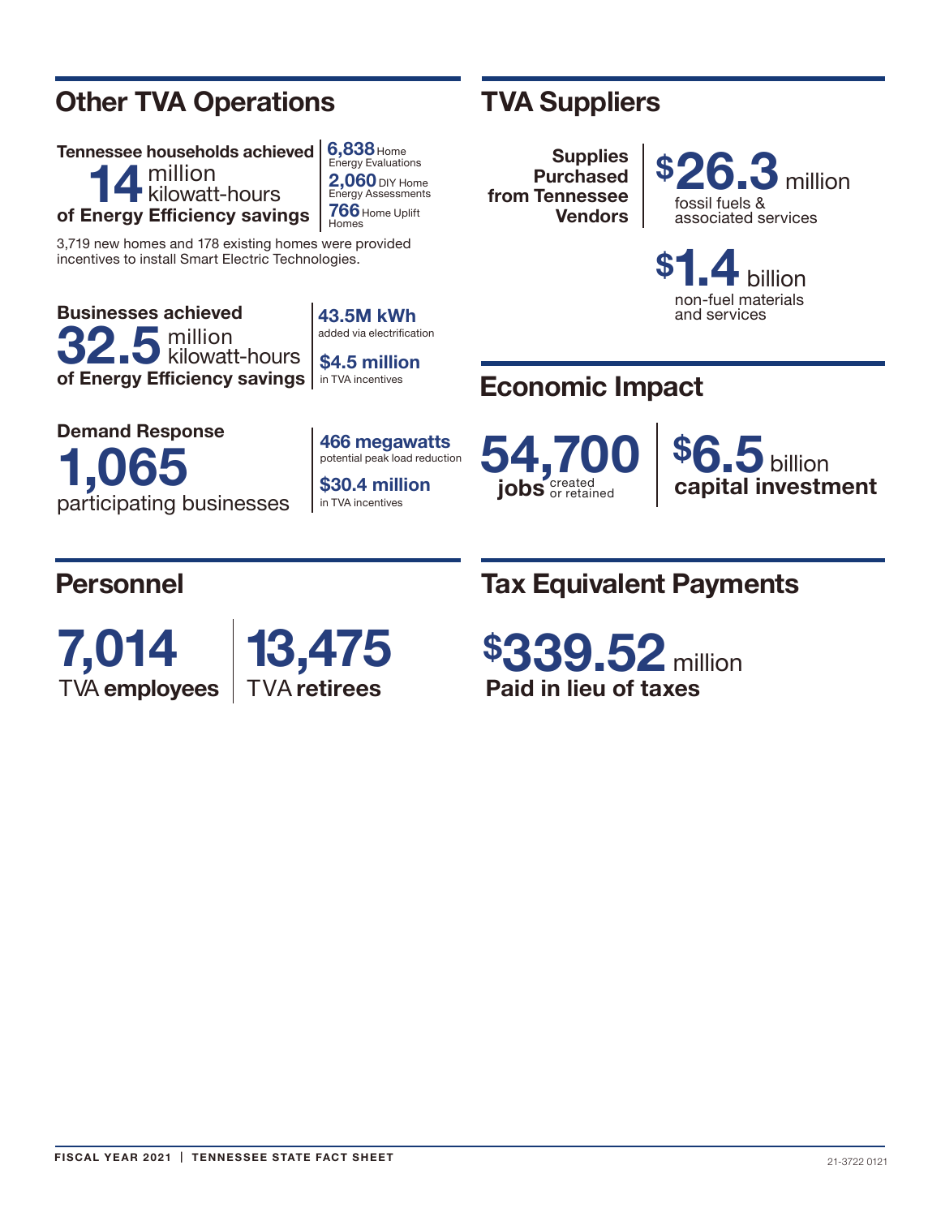## Other TVA Operations

**Tennessee households achieved**
**14** million kilowatt-hours
**of Energy Efficiency savings**

**6,838** Home Energy Evaluations
**2,060** DIY Home Energy Assessments
**766** Home Uplift Homes

3,719 new homes and 178 existing homes were provided incentives to install Smart Electric Technologies.

**Businesses achieved**
**32.5** million kilowatt-hours
**of Energy Efficiency savings**

**43.5M kWh** added via electrification
**$4.5 million** in TVA incentives

**Demand Response**
**1,065** participating businesses

**466 megawatts** potential peak load reduction
**$30.4 million** in TVA incentives

## TVA Suppliers

**Supplies Purchased from Tennessee Vendors**

**$26.3** million fossil fuels & associated services

**$1.4** billion non-fuel materials and services

## Economic Impact

**54,700** **jobs** created or retained

**$6.5** billion **capital investment**

## Personnel

**7,014** TVA **employees**

**13,475** TVA **retirees**

## Tax Equivalent Payments

**$339.52** million
**Paid in lieu of taxes**

FISCAL YEAR 2021 | TENNESSEE STATE FACT SHEET

21-3722 0121